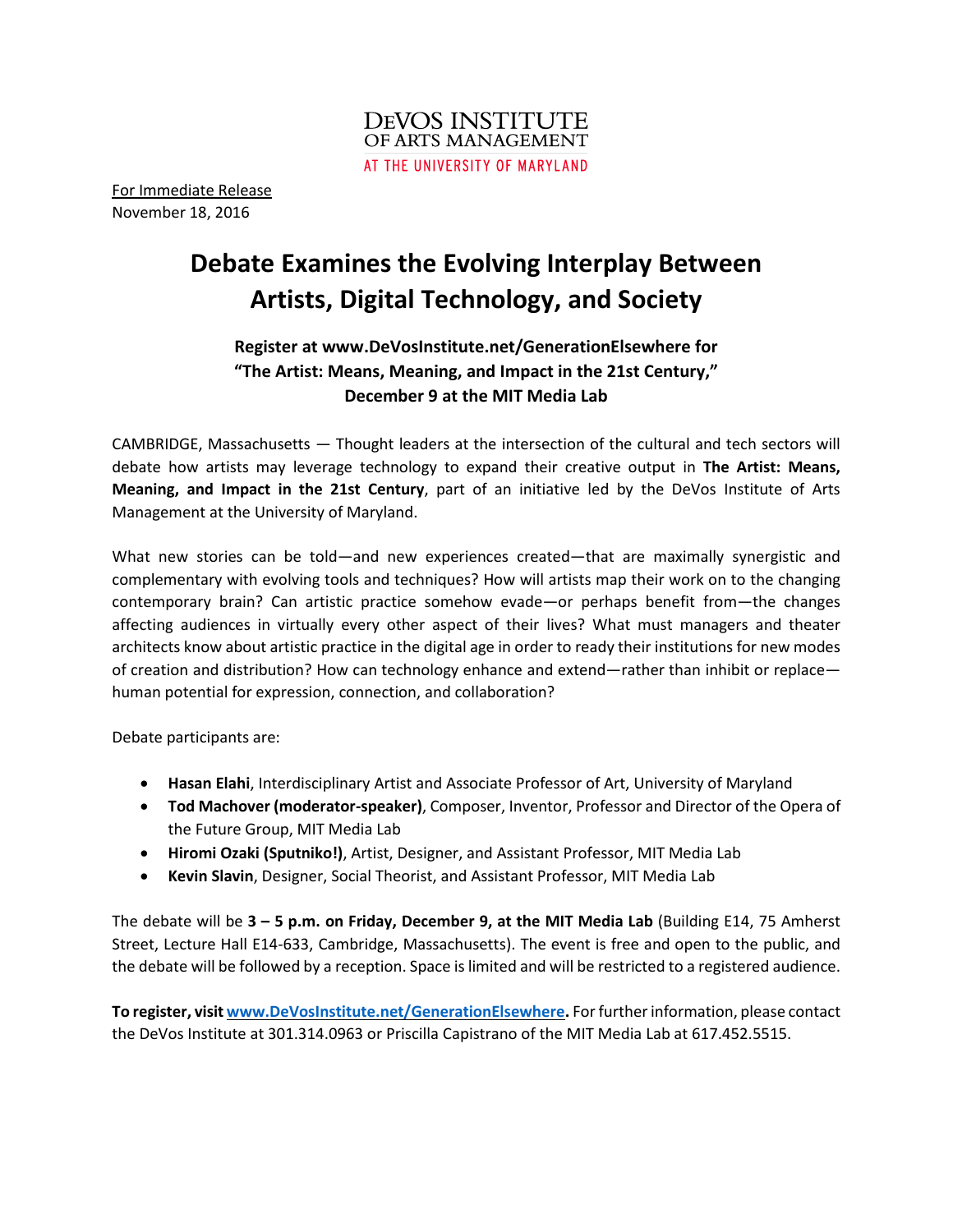DeVOS INSTITUTE
OF ARTS MANAGEMENT
AT THE UNIVERSITY OF MARYLAND

For Immediate Release
November 18, 2016

# Debate Examines the Evolving Interplay Between Artists, Digital Technology, and Society

### Register at www.DeVosInstitute.net/GenerationElsewhere for "The Artist: Means, Meaning, and Impact in the 21st Century," December 9 at the MIT Media Lab

CAMBRIDGE, Massachusetts — Thought leaders at the intersection of the cultural and tech sectors will debate how artists may leverage technology to expand their creative output in **The Artist: Means, Meaning, and Impact in the 21st Century**, part of an initiative led by the DeVos Institute of Arts Management at the University of Maryland.

What new stories can be told—and new experiences created—that are maximally synergistic and complementary with evolving tools and techniques? How will artists map their work on to the changing contemporary brain? Can artistic practice somehow evade—or perhaps benefit from—the changes affecting audiences in virtually every other aspect of their lives? What must managers and theater architects know about artistic practice in the digital age in order to ready their institutions for new modes of creation and distribution? How can technology enhance and extend—rather than inhibit or replace—human potential for expression, connection, and collaboration?

Debate participants are:

- **Hasan Elahi**, Interdisciplinary Artist and Associate Professor of Art, University of Maryland
- **Tod Machover (moderator-speaker)**, Composer, Inventor, Professor and Director of the Opera of the Future Group, MIT Media Lab
- **Hiromi Ozaki (Sputniko!)**, Artist, Designer, and Assistant Professor, MIT Media Lab
- **Kevin Slavin**, Designer, Social Theorist, and Assistant Professor, MIT Media Lab

The debate will be **3 – 5 p.m. on Friday, December 9, at the MIT Media Lab** (Building E14, 75 Amherst Street, Lecture Hall E14-633, Cambridge, Massachusetts). The event is free and open to the public, and the debate will be followed by a reception. Space is limited and will be restricted to a registered audience.

**To register, visit www.DeVosInstitute.net/GenerationElsewhere.** For further information, please contact the DeVos Institute at 301.314.0963 or Priscilla Capistrano of the MIT Media Lab at 617.452.5515.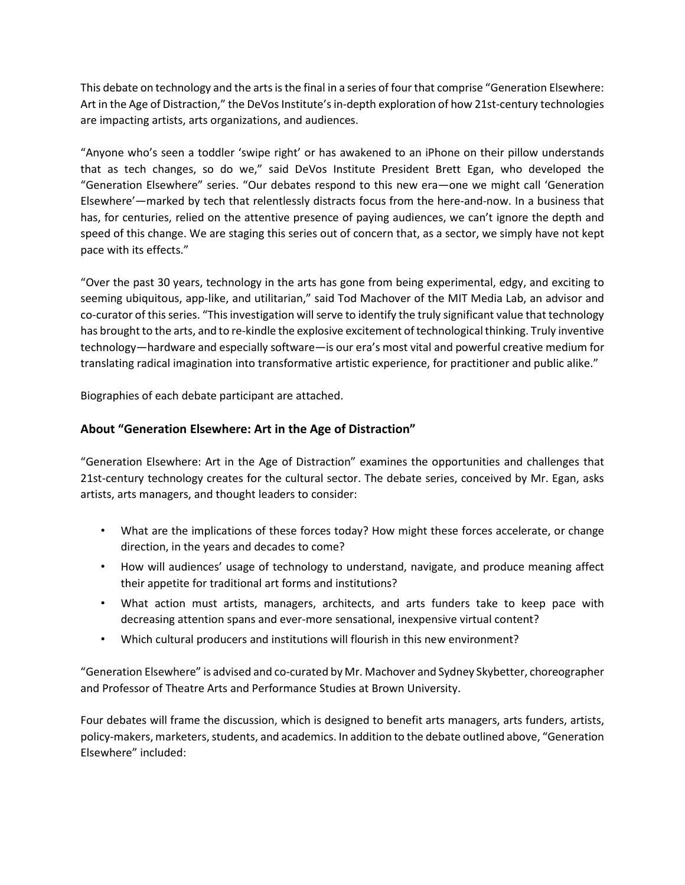This debate on technology and the arts is the final in a series of four that comprise "Generation Elsewhere: Art in the Age of Distraction," the DeVos Institute's in-depth exploration of how 21st-century technologies are impacting artists, arts organizations, and audiences.

"Anyone who's seen a toddler 'swipe right' or has awakened to an iPhone on their pillow understands that as tech changes, so do we," said DeVos Institute President Brett Egan, who developed the "Generation Elsewhere" series. "Our debates respond to this new era—one we might call 'Generation Elsewhere'—marked by tech that relentlessly distracts focus from the here-and-now. In a business that has, for centuries, relied on the attentive presence of paying audiences, we can't ignore the depth and speed of this change. We are staging this series out of concern that, as a sector, we simply have not kept pace with its effects."

"Over the past 30 years, technology in the arts has gone from being experimental, edgy, and exciting to seeming ubiquitous, app-like, and utilitarian," said Tod Machover of the MIT Media Lab, an advisor and co-curator of this series. "This investigation will serve to identify the truly significant value that technology has brought to the arts, and to re-kindle the explosive excitement of technological thinking. Truly inventive technology—hardware and especially software—is our era's most vital and powerful creative medium for translating radical imagination into transformative artistic experience, for practitioner and public alike."

Biographies of each debate participant are attached.

## About "Generation Elsewhere: Art in the Age of Distraction"

"Generation Elsewhere: Art in the Age of Distraction" examines the opportunities and challenges that 21st-century technology creates for the cultural sector. The debate series, conceived by Mr. Egan, asks artists, arts managers, and thought leaders to consider:

- What are the implications of these forces today? How might these forces accelerate, or change direction, in the years and decades to come?
- How will audiences' usage of technology to understand, navigate, and produce meaning affect their appetite for traditional art forms and institutions?
- What action must artists, managers, architects, and arts funders take to keep pace with decreasing attention spans and ever-more sensational, inexpensive virtual content?
- Which cultural producers and institutions will flourish in this new environment?

"Generation Elsewhere" is advised and co-curated by Mr. Machover and Sydney Skybetter, choreographer and Professor of Theatre Arts and Performance Studies at Brown University.

Four debates will frame the discussion, which is designed to benefit arts managers, arts funders, artists, policy-makers, marketers, students, and academics. In addition to the debate outlined above, "Generation Elsewhere" included: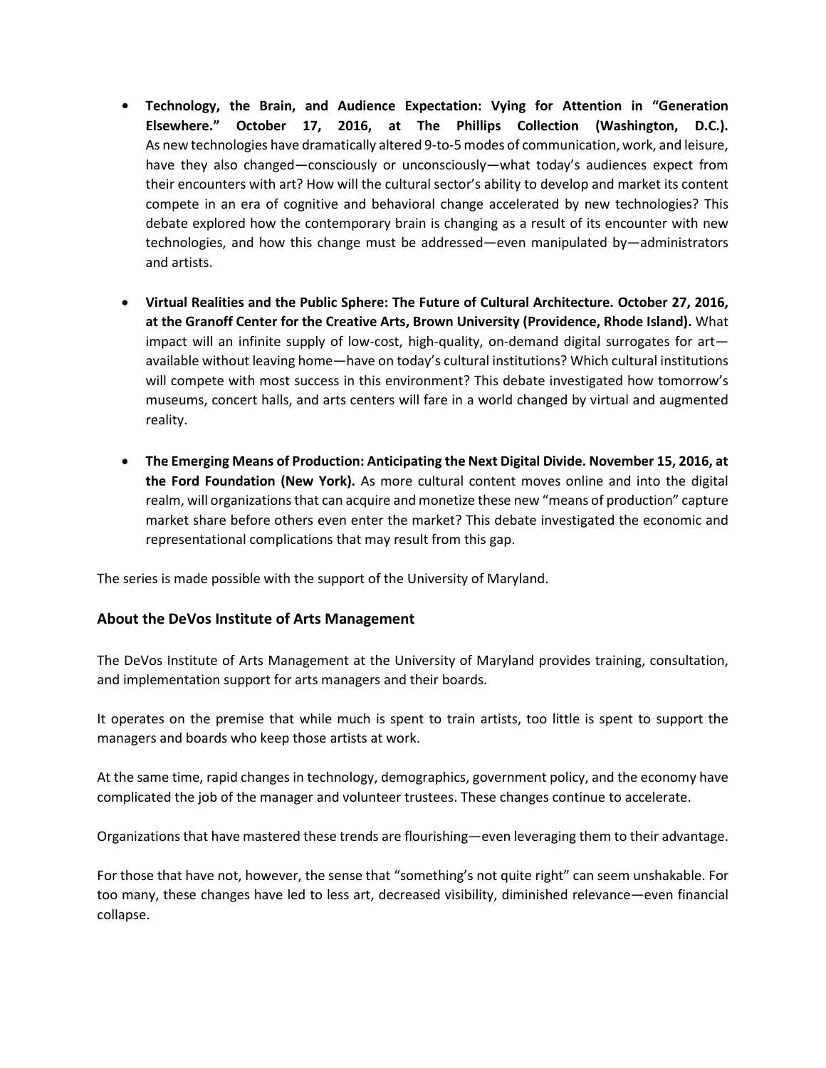- **Technology, the Brain, and Audience Expectation: Vying for Attention in "Generation Elsewhere." October 17, 2016, at The Phillips Collection (Washington, D.C.).** As new technologies have dramatically altered 9-to-5 modes of communication, work, and leisure, have they also changed—consciously or unconsciously—what today's audiences expect from their encounters with art? How will the cultural sector's ability to develop and market its content compete in an era of cognitive and behavioral change accelerated by new technologies? This debate explored how the contemporary brain is changing as a result of its encounter with new technologies, and how this change must be addressed—even manipulated by—administrators and artists.

- **Virtual Realities and the Public Sphere: The Future of Cultural Architecture. October 27, 2016, at the Granoff Center for the Creative Arts, Brown University (Providence, Rhode Island).** What impact will an infinite supply of low-cost, high-quality, on-demand digital surrogates for art—available without leaving home—have on today's cultural institutions? Which cultural institutions will compete with most success in this environment? This debate investigated how tomorrow's museums, concert halls, and arts centers will fare in a world changed by virtual and augmented reality.

- **The Emerging Means of Production: Anticipating the Next Digital Divide. November 15, 2016, at the Ford Foundation (New York).** As more cultural content moves online and into the digital realm, will organizations that can acquire and monetize these new "means of production" capture market share before others even enter the market? This debate investigated the economic and representational complications that may result from this gap.

The series is made possible with the support of the University of Maryland.

### About the DeVos Institute of Arts Management

The DeVos Institute of Arts Management at the University of Maryland provides training, consultation, and implementation support for arts managers and their boards.

It operates on the premise that while much is spent to train artists, too little is spent to support the managers and boards who keep those artists at work.

At the same time, rapid changes in technology, demographics, government policy, and the economy have complicated the job of the manager and volunteer trustees. These changes continue to accelerate.

Organizations that have mastered these trends are flourishing—even leveraging them to their advantage.

For those that have not, however, the sense that "something's not quite right" can seem unshakable. For too many, these changes have led to less art, decreased visibility, diminished relevance—even financial collapse.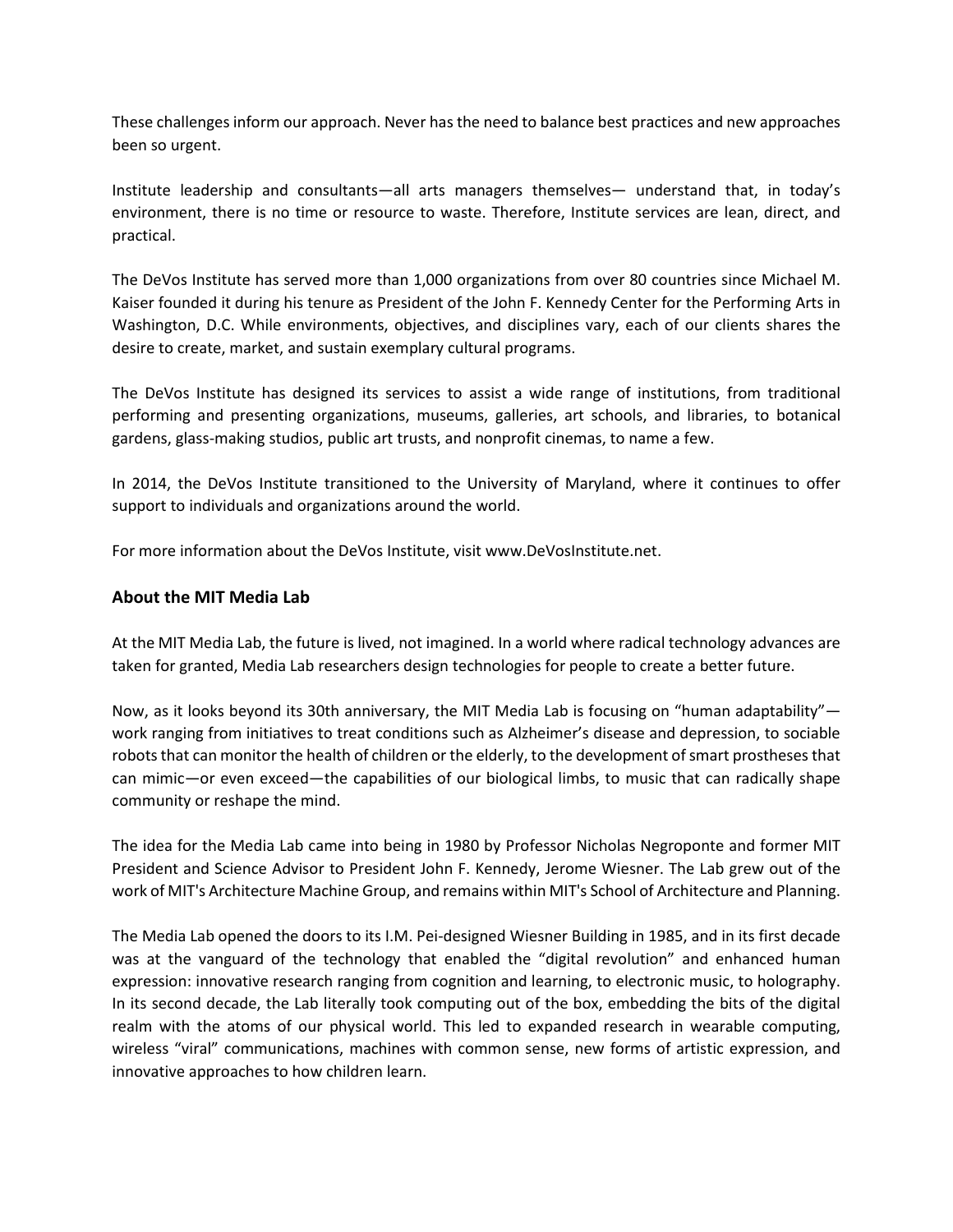These challenges inform our approach. Never has the need to balance best practices and new approaches been so urgent.

Institute leadership and consultants—all arts managers themselves— understand that, in today's environment, there is no time or resource to waste. Therefore, Institute services are lean, direct, and practical.

The DeVos Institute has served more than 1,000 organizations from over 80 countries since Michael M. Kaiser founded it during his tenure as President of the John F. Kennedy Center for the Performing Arts in Washington, D.C. While environments, objectives, and disciplines vary, each of our clients shares the desire to create, market, and sustain exemplary cultural programs.

The DeVos Institute has designed its services to assist a wide range of institutions, from traditional performing and presenting organizations, museums, galleries, art schools, and libraries, to botanical gardens, glass-making studios, public art trusts, and nonprofit cinemas, to name a few.

In 2014, the DeVos Institute transitioned to the University of Maryland, where it continues to offer support to individuals and organizations around the world.

For more information about the DeVos Institute, visit www.DeVosInstitute.net.

### About the MIT Media Lab

At the MIT Media Lab, the future is lived, not imagined. In a world where radical technology advances are taken for granted, Media Lab researchers design technologies for people to create a better future.

Now, as it looks beyond its 30th anniversary, the MIT Media Lab is focusing on "human adaptability"—work ranging from initiatives to treat conditions such as Alzheimer's disease and depression, to sociable robots that can monitor the health of children or the elderly, to the development of smart prostheses that can mimic—or even exceed—the capabilities of our biological limbs, to music that can radically shape community or reshape the mind.

The idea for the Media Lab came into being in 1980 by Professor Nicholas Negroponte and former MIT President and Science Advisor to President John F. Kennedy, Jerome Wiesner. The Lab grew out of the work of MIT's Architecture Machine Group, and remains within MIT's School of Architecture and Planning.

The Media Lab opened the doors to its I.M. Pei-designed Wiesner Building in 1985, and in its first decade was at the vanguard of the technology that enabled the "digital revolution" and enhanced human expression: innovative research ranging from cognition and learning, to electronic music, to holography. In its second decade, the Lab literally took computing out of the box, embedding the bits of the digital realm with the atoms of our physical world. This led to expanded research in wearable computing, wireless "viral" communications, machines with common sense, new forms of artistic expression, and innovative approaches to how children learn.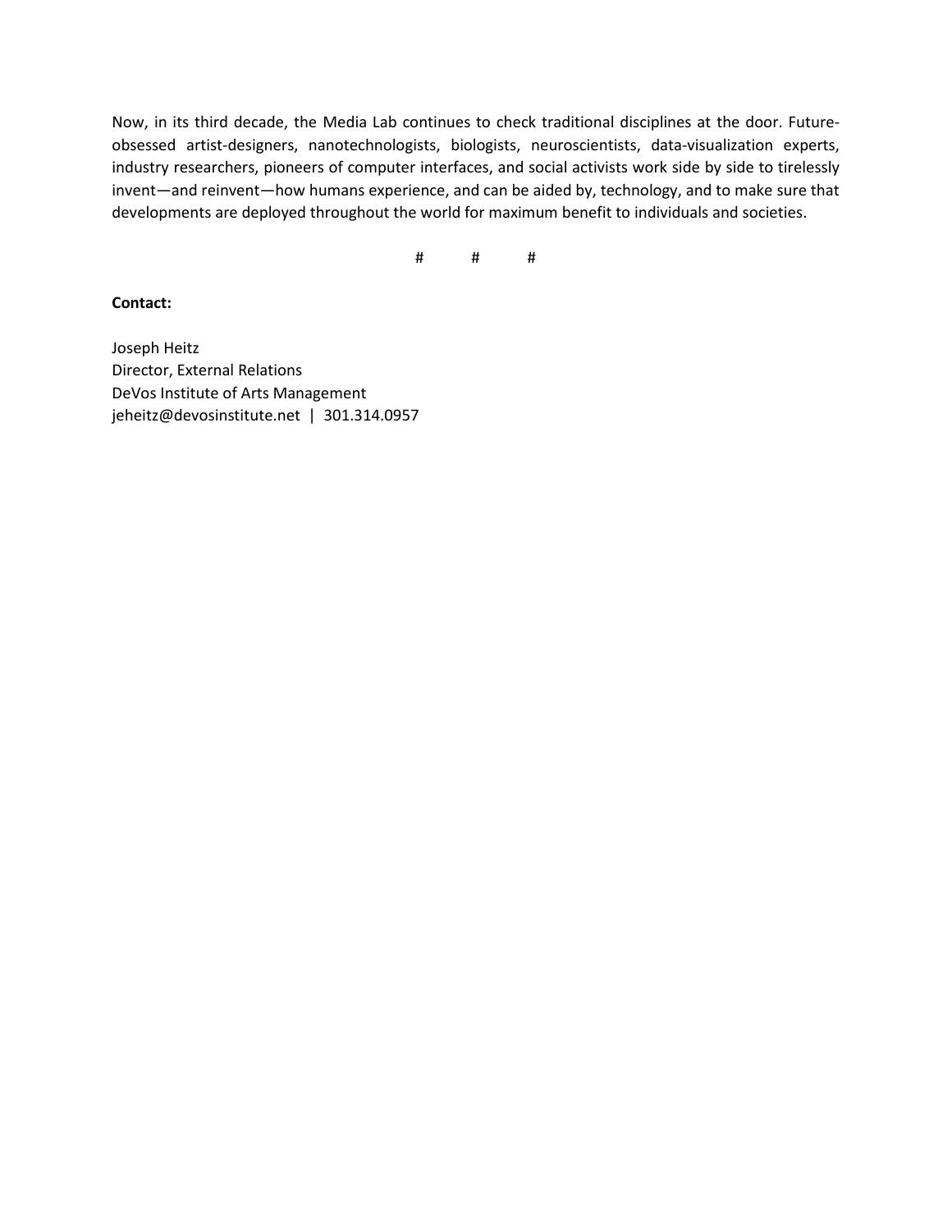Now, in its third decade, the Media Lab continues to check traditional disciplines at the door. Future-obsessed artist-designers, nanotechnologists, biologists, neuroscientists, data-visualization experts, industry researchers, pioneers of computer interfaces, and social activists work side by side to tirelessly invent—and reinvent—how humans experience, and can be aided by, technology, and to make sure that developments are deployed throughout the world for maximum benefit to individuals and societies.

# # #

**Contact:**

Joseph Heitz
Director, External Relations
DeVos Institute of Arts Management
jeheitz@devosinstitute.net | 301.314.0957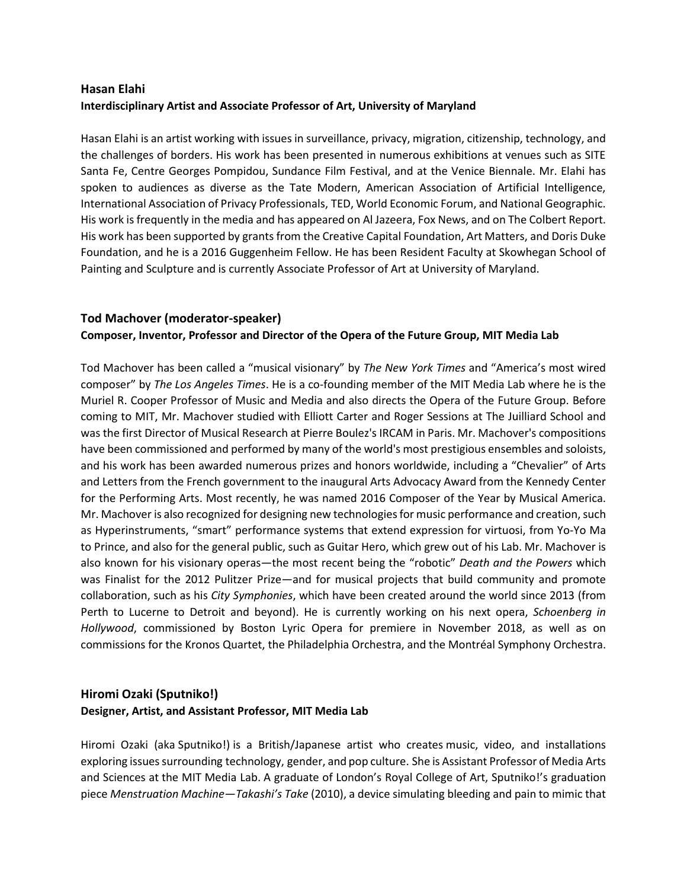### Hasan Elahi

**Interdisciplinary Artist and Associate Professor of Art, University of Maryland**

Hasan Elahi is an artist working with issues in surveillance, privacy, migration, citizenship, technology, and the challenges of borders. His work has been presented in numerous exhibitions at venues such as SITE Santa Fe, Centre Georges Pompidou, Sundance Film Festival, and at the Venice Biennale. Mr. Elahi has spoken to audiences as diverse as the Tate Modern, American Association of Artificial Intelligence, International Association of Privacy Professionals, TED, World Economic Forum, and National Geographic. His work is frequently in the media and has appeared on Al Jazeera, Fox News, and on The Colbert Report. His work has been supported by grants from the Creative Capital Foundation, Art Matters, and Doris Duke Foundation, and he is a 2016 Guggenheim Fellow. He has been Resident Faculty at Skowhegan School of Painting and Sculpture and is currently Associate Professor of Art at University of Maryland.

### Tod Machover (moderator-speaker)

**Composer, Inventor, Professor and Director of the Opera of the Future Group, MIT Media Lab**

Tod Machover has been called a "musical visionary" by *The New York Times* and "America's most wired composer" by *The Los Angeles Times*. He is a co-founding member of the MIT Media Lab where he is the Muriel R. Cooper Professor of Music and Media and also directs the Opera of the Future Group. Before coming to MIT, Mr. Machover studied with Elliott Carter and Roger Sessions at The Juilliard School and was the first Director of Musical Research at Pierre Boulez's IRCAM in Paris. Mr. Machover's compositions have been commissioned and performed by many of the world's most prestigious ensembles and soloists, and his work has been awarded numerous prizes and honors worldwide, including a "Chevalier" of Arts and Letters from the French government to the inaugural Arts Advocacy Award from the Kennedy Center for the Performing Arts. Most recently, he was named 2016 Composer of the Year by Musical America. Mr. Machover is also recognized for designing new technologies for music performance and creation, such as Hyperinstruments, "smart" performance systems that extend expression for virtuosi, from Yo-Yo Ma to Prince, and also for the general public, such as Guitar Hero, which grew out of his Lab. Mr. Machover is also known for his visionary operas—the most recent being the "robotic" *Death and the Powers* which was Finalist for the 2012 Pulitzer Prize—and for musical projects that build community and promote collaboration, such as his *City Symphonies*, which have been created around the world since 2013 (from Perth to Lucerne to Detroit and beyond). He is currently working on his next opera, *Schoenberg in Hollywood*, commissioned by Boston Lyric Opera for premiere in November 2018, as well as on commissions for the Kronos Quartet, the Philadelphia Orchestra, and the Montréal Symphony Orchestra.

### Hiromi Ozaki (Sputniko!)

**Designer, Artist, and Assistant Professor, MIT Media Lab**

Hiromi Ozaki (aka Sputniko!) is a British/Japanese artist who creates music, video, and installations exploring issues surrounding technology, gender, and pop culture. She is Assistant Professor of Media Arts and Sciences at the MIT Media Lab. A graduate of London's Royal College of Art, Sputniko!'s graduation piece *Menstruation Machine—Takashi's Take* (2010), a device simulating bleeding and pain to mimic that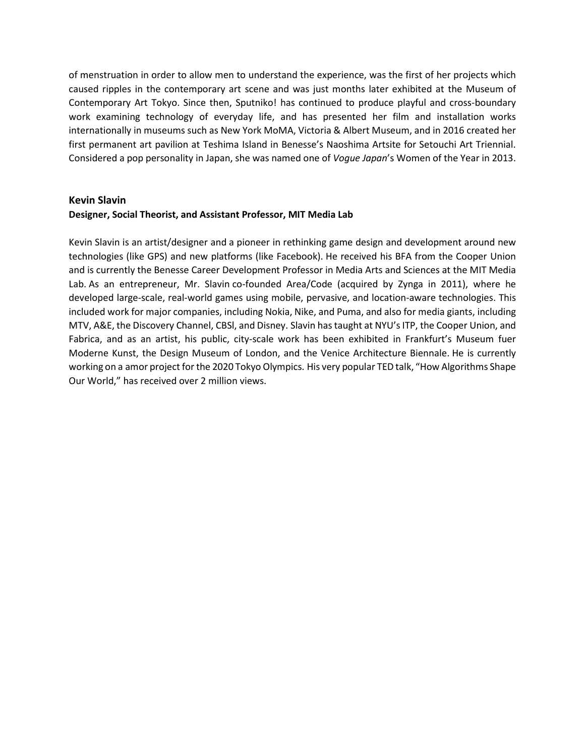of menstruation in order to allow men to understand the experience, was the first of her projects which caused ripples in the contemporary art scene and was just months later exhibited at the Museum of Contemporary Art Tokyo. Since then, Sputniko! has continued to produce playful and cross-boundary work examining technology of everyday life, and has presented her film and installation works internationally in museums such as New York MoMA, Victoria & Albert Museum, and in 2016 created her first permanent art pavilion at Teshima Island in Benesse's Naoshima Artsite for Setouchi Art Triennial. Considered a pop personality in Japan, she was named one of *Vogue Japan*'s Women of the Year in 2013.

### Kevin Slavin

**Designer, Social Theorist, and Assistant Professor, MIT Media Lab**

Kevin Slavin is an artist/designer and a pioneer in rethinking game design and development around new technologies (like GPS) and new platforms (like Facebook). He received his BFA from the Cooper Union and is currently the Benesse Career Development Professor in Media Arts and Sciences at the MIT Media Lab. As an entrepreneur, Mr. Slavin co-founded Area/Code (acquired by Zynga in 2011), where he developed large-scale, real-world games using mobile, pervasive, and location-aware technologies. This included work for major companies, including Nokia, Nike, and Puma, and also for media giants, including MTV, A&E, the Discovery Channel, CBSl, and Disney. Slavin has taught at NYU's ITP, the Cooper Union, and Fabrica, and as an artist, his public, city-scale work has been exhibited in Frankfurt's Museum fuer Moderne Kunst, the Design Museum of London, and the Venice Architecture Biennale. He is currently working on a amor project for the 2020 Tokyo Olympics. His very popular TED talk, "How Algorithms Shape Our World," has received over 2 million views.